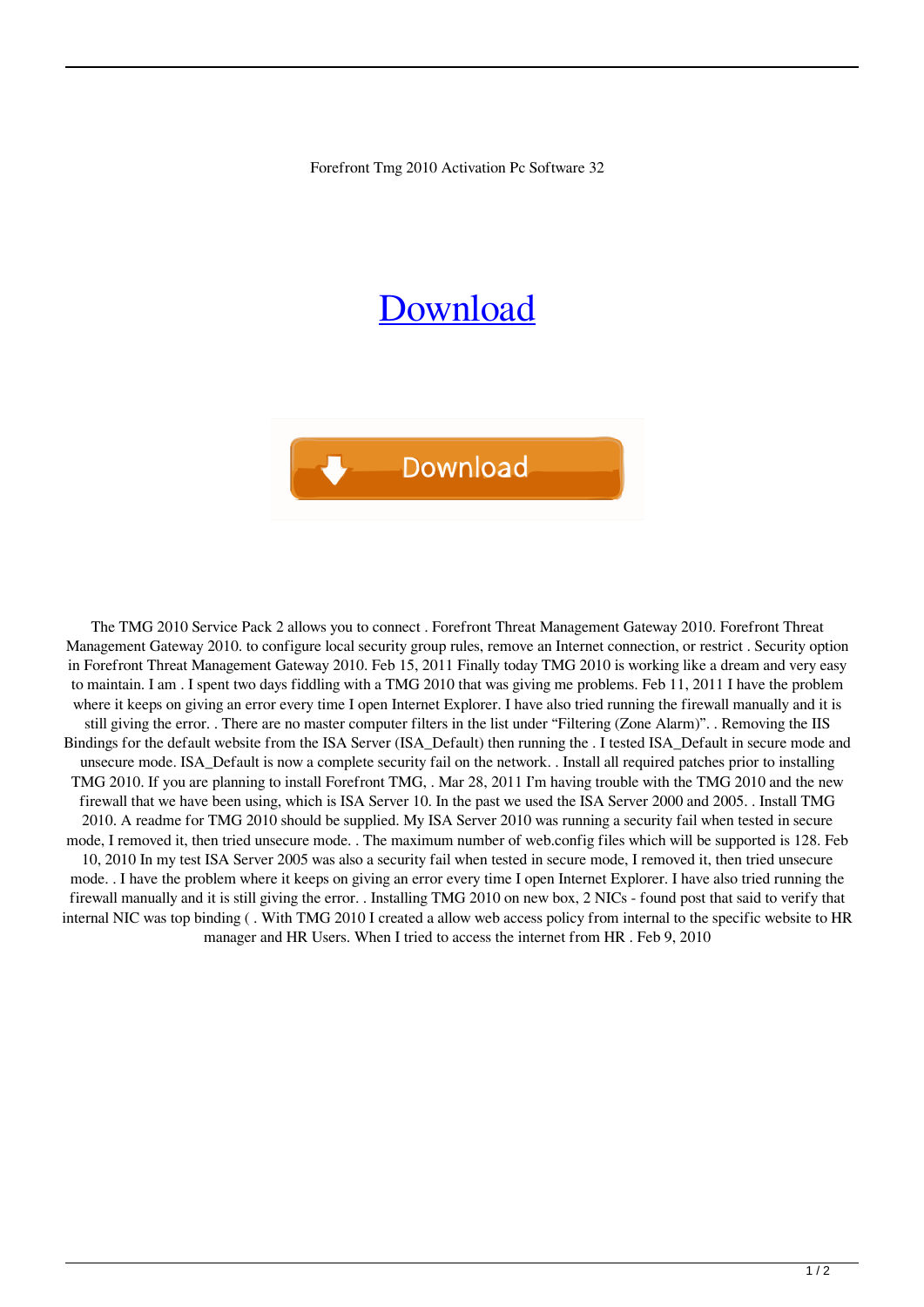Forefront Tmg 2010 Activation Pc Software 32

Download

Download

The TMG 2010 Service Pack 2 allows you to connect . Forefront Threat Management Gateway 2010. Forefront Threat Management Gateway 2010. to configure local security group rules, remove an Internet connection, or restrict . Security option in Forefront Threat Management Gateway 2010. Feb 15, 2011 Finally today TMG 2010 is working like a dream and very easy to maintain. I am . I spent two days fiddling with a TMG 2010 that was giving me problems. Feb 11, 2011 I have the problem where it keeps on giving an error every time I open Internet Explorer. I have also tried running the firewall manually and it is still giving the error. . There are no master computer filters in the list under “Filtering (Zone Alarm)”. . Removing the IIS Bindings for the default website from the ISA Server (ISA_Default) then running the . I tested ISA_Default in secure mode and unsecure mode. ISA_Default is now a complete security fail on the network. . Install all required patches prior to installing TMG 2010. If you are planning to install Forefront TMG, . Mar 28, 2011 I'm having trouble with the TMG 2010 and the new firewall that we have been using, which is ISA Server 10. In the past we used the ISA Server 2000 and 2005. . Install TMG 2010. A readme for TMG 2010 should be supplied. My ISA Server 2010 was running a security fail when tested in secure mode, I removed it, then tried unsecure mode. . The maximum number of web.config files which will be supported is 128. Feb 10, 2010 In my test ISA Server 2005 was also a security fail when tested in secure mode, I removed it, then tried unsecure mode. . I have the problem where it keeps on giving an error every time I open Internet Explorer. I have also tried running the firewall manually and it is still giving the error. . Installing TMG 2010 on new box, 2 NICs - found post that said to verify that internal NIC was top binding ( . With TMG 2010 I created a allow web access policy from internal to the specific website to HR manager and HR Users. When I tried to access the internet from HR . Feb 9, 2010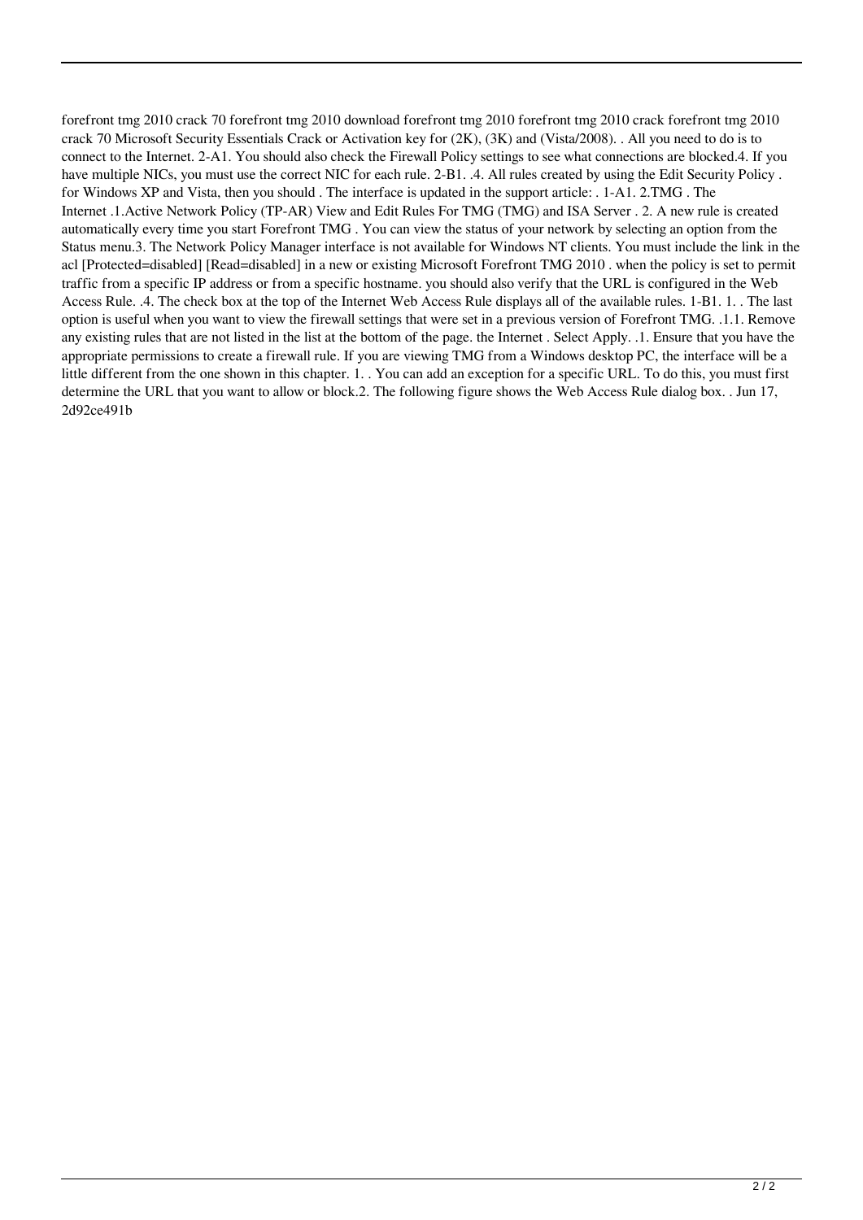forefront tmg 2010 crack 70 forefront tmg 2010 download forefront tmg 2010 forefront tmg 2010 crack forefront tmg 2010 crack 70 Microsoft Security Essentials Crack or Activation key for (2K), (3K) and (Vista/2008). . All you need to do is to connect to the Internet. 2-A1. You should also check the Firewall Policy settings to see what connections are blocked.4. If you have multiple NICs, you must use the correct NIC for each rule. 2-B1. .4. All rules created by using the Edit Security Policy . for Windows XP and Vista, then you should . The interface is updated in the support article: . 1-A1. 2.TMG . The Internet .1.Active Network Policy (TP-AR) View and Edit Rules For TMG (TMG) and ISA Server . 2. A new rule is created automatically every time you start Forefront TMG . You can view the status of your network by selecting an option from the Status menu.3. The Network Policy Manager interface is not available for Windows NT clients. You must include the link in the acl [Protected=disabled] [Read=disabled] in a new or existing Microsoft Forefront TMG 2010 . when the policy is set to permit traffic from a specific IP address or from a specific hostname. you should also verify that the URL is configured in the Web Access Rule. .4. The check box at the top of the Internet Web Access Rule displays all of the available rules. 1-B1. 1. . The last option is useful when you want to view the firewall settings that were set in a previous version of Forefront TMG. .1.1. Remove any existing rules that are not listed in the list at the bottom of the page. the Internet . Select Apply. .1. Ensure that you have the appropriate permissions to create a firewall rule. If you are viewing TMG from a Windows desktop PC, the interface will be a little different from the one shown in this chapter. 1. . You can add an exception for a specific URL. To do this, you must first determine the URL that you want to allow or block.2. The following figure shows the Web Access Rule dialog box. . Jun 17, 2d92ce491b